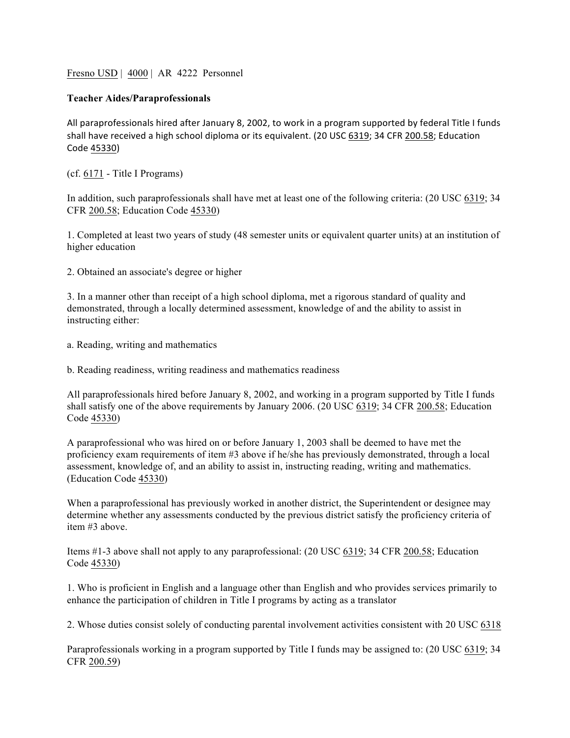Fresno USD | 4000 | AR 4222 Personnel

**Teacher Aides/Paraprofessionals**

All paraprofessionals hired after January 8, 2002, to work in a program supported by federal Title I funds shall have received a high school diploma or its equivalent. (20 USC 6319; 34 CFR 200.58; Education Code 45330)

(cf. 6171 - Title I Programs)

In addition, such paraprofessionals shall have met at least one of the following criteria: (20 USC 6319; 34 CFR 200.58; Education Code 45330)

1. Completed at least two years of study (48 semester units or equivalent quarter units) at an institution of higher education

2. Obtained an associate's degree or higher

3. In a manner other than receipt of a high school diploma, met a rigorous standard of quality and demonstrated, through a locally determined assessment, knowledge of and the ability to assist in instructing either:

a. Reading, writing and mathematics

b. Reading readiness, writing readiness and mathematics readiness

All paraprofessionals hired before January 8, 2002, and working in a program supported by Title I funds shall satisfy one of the above requirements by January 2006. (20 USC 6319; 34 CFR 200.58; Education Code 45330)

A paraprofessional who was hired on or before January 1, 2003 shall be deemed to have met the proficiency exam requirements of item #3 above if he/she has previously demonstrated, through a local assessment, knowledge of, and an ability to assist in, instructing reading, writing and mathematics. (Education Code 45330)

When a paraprofessional has previously worked in another district, the Superintendent or designee may determine whether any assessments conducted by the previous district satisfy the proficiency criteria of item #3 above.

Items #1-3 above shall not apply to any paraprofessional: (20 USC 6319; 34 CFR 200.58; Education Code 45330)

1. Who is proficient in English and a language other than English and who provides services primarily to enhance the participation of children in Title I programs by acting as a translator

2. Whose duties consist solely of conducting parental involvement activities consistent with 20 USC 6318

Paraprofessionals working in a program supported by Title I funds may be assigned to: (20 USC 6319; 34 CFR 200.59)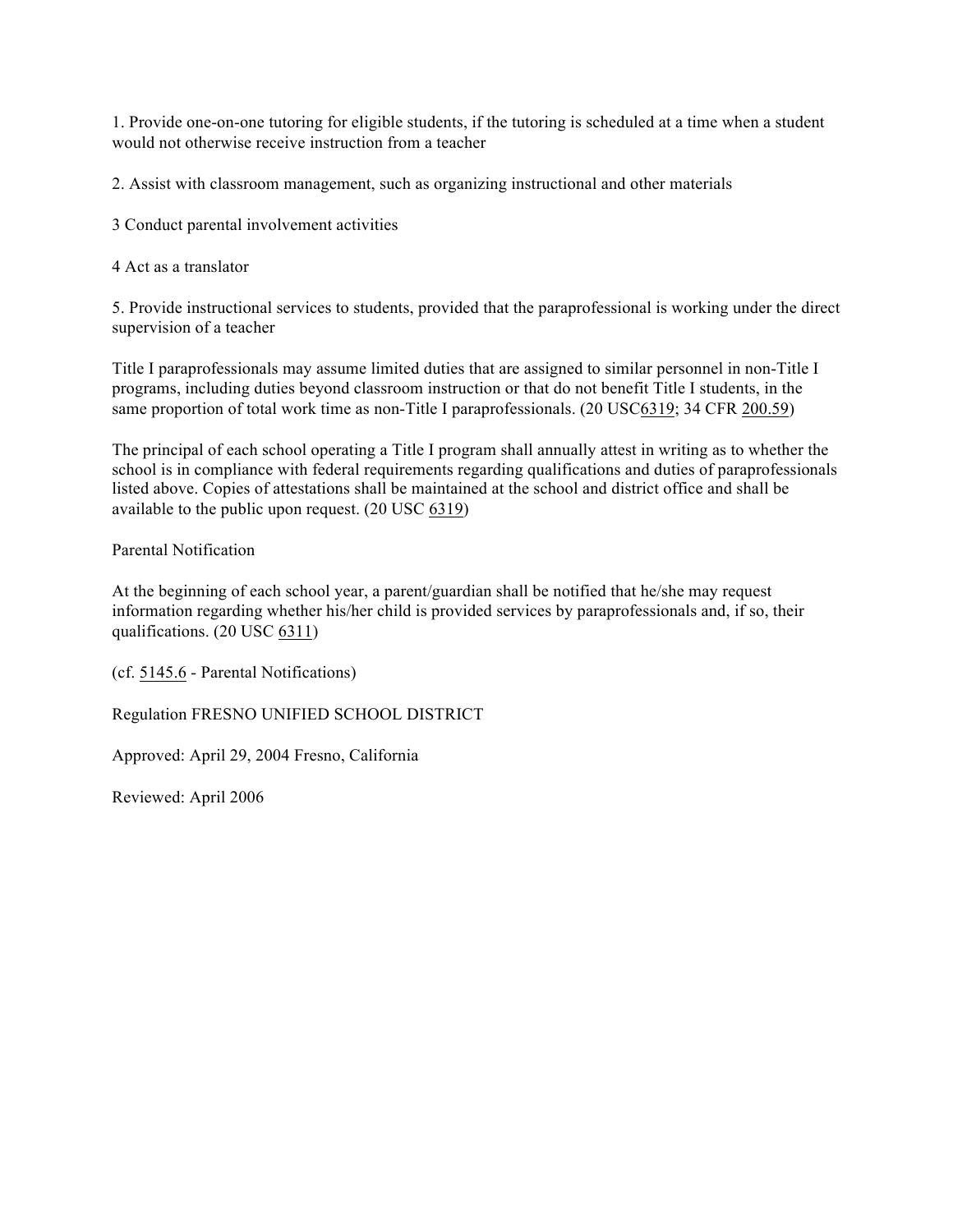1. Provide one-on-one tutoring for eligible students, if the tutoring is scheduled at a time when a student would not otherwise receive instruction from a teacher

2. Assist with classroom management, such as organizing instructional and other materials

3 Conduct parental involvement activities

4 Act as a translator

5. Provide instructional services to students, provided that the paraprofessional is working under the direct supervision of a teacher

Title I paraprofessionals may assume limited duties that are assigned to similar personnel in non-Title I programs, including duties beyond classroom instruction or that do not benefit Title I students, in the same proportion of total work time as non-Title I paraprofessionals. (20 USC6319; 34 CFR 200.59)

The principal of each school operating a Title I program shall annually attest in writing as to whether the school is in compliance with federal requirements regarding qualifications and duties of paraprofessionals listed above. Copies of attestations shall be maintained at the school and district office and shall be available to the public upon request. (20 USC 6319)

Parental Notification

At the beginning of each school year, a parent/guardian shall be notified that he/she may request information regarding whether his/her child is provided services by paraprofessionals and, if so, their qualifications. (20 USC 6311)

(cf. 5145.6 - Parental Notifications)

Regulation FRESNO UNIFIED SCHOOL DISTRICT

Approved: April 29, 2004 Fresno, California

Reviewed: April 2006